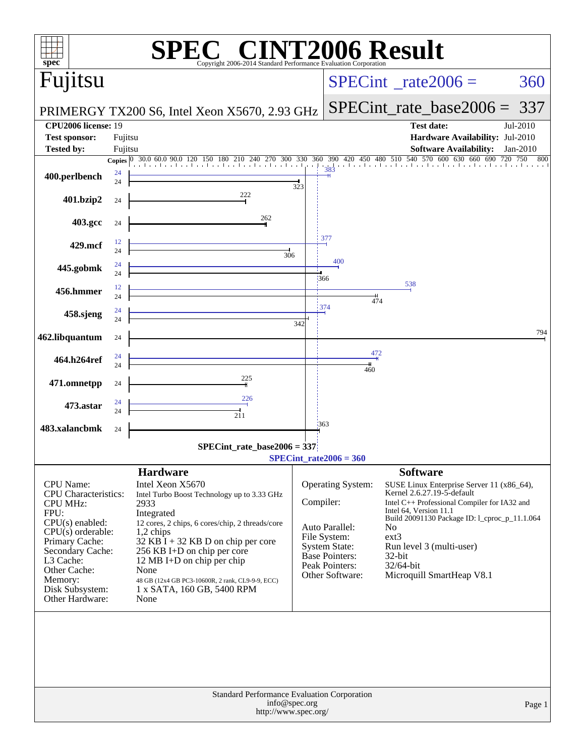# SPEC CINT2006 Result

Copyright 2006-2014 Standard Performance Evaluation Corporation

## Fujitsu

**PRIMERGY TX200 S6, Intel Xeon X5670, 2.93 GHz**

SPECint_rate2006 = 360

SPECint_rate_base2006 = 337

| | | | |
|---|---|---|---|
| **CPU2006 license:** | 19 | **Test date:** | Jul-2010 |
| **Test sponsor:** | Fujitsu | **Hardware Availability:** | Jul-2010 |
| **Tested by:** | Fujitsu | **Software Availability:** | Jan-2010 |

| Benchmark | Copies (peak) | Peak | Copies (base) | Base |
|---|---|---|---|---|
| 400.perlbench | 24 | 383 | 24 | 323 |
| 401.bzip2 | | | 24 | 222 |
| 403.gcc | | | 24 | 262 |
| 429.mcf | 12 | 377 | 24 | 306 |
| 445.gobmk | 24 | 400 | 24 | 366 |
| 456.hmmer | 12 | 538 | 24 | 474 |
| 458.sjeng | 24 | 374 | 24 | 342 |
| 462.libquantum | | | 24 | 794 |
| 464.h264ref | 24 | 472 | 24 | 460 |
| 471.omnetpp | | | 24 | 225 |
| 473.astar | 24 | 226 | 24 | 211 |
| 483.xalancbmk | | | 24 | 363 |

SPECint_rate_base2006 = 337

SPECint_rate2006 = 360

### Hardware

| | |
|---|---|
| CPU Name: | Intel Xeon X5670 |
| CPU Characteristics: | Intel Turbo Boost Technology up to 3.33 GHz |
| CPU MHz: | 2933 |
| FPU: | Integrated |
| CPU(s) enabled: | 12 cores, 2 chips, 6 cores/chip, 2 threads/core |
| CPU(s) orderable: | 1,2 chips |
| Primary Cache: | 32 KB I + 32 KB D on chip per core |
| Secondary Cache: | 256 KB I+D on chip per core |
| L3 Cache: | 12 MB I+D on chip per chip |
| Other Cache: | None |
| Memory: | 48 GB (12x4 GB PC3-10600R, 2 rank, CL9-9-9, ECC) |
| Disk Subsystem: | 1 x SATA, 160 GB, 5400 RPM |
| Other Hardware: | None |

### Software

| | |
|---|---|
| Operating System: | SUSE Linux Enterprise Server 11 (x86_64), Kernel 2.6.27.19-5-default |
| Compiler: | Intel C++ Professional Compiler for IA32 and Intel 64, Version 11.1 Build 20091130 Package ID: l_cproc_p_11.1.064 |
| Auto Parallel: | No |
| File System: | ext3 |
| System State: | Run level 3 (multi-user) |
| Base Pointers: | 32-bit |
| Peak Pointers: | 32/64-bit |
| Other Software: | Microquill SmartHeap V8.1 |

Standard Performance Evaluation Corporation
info@spec.org
http://www.spec.org/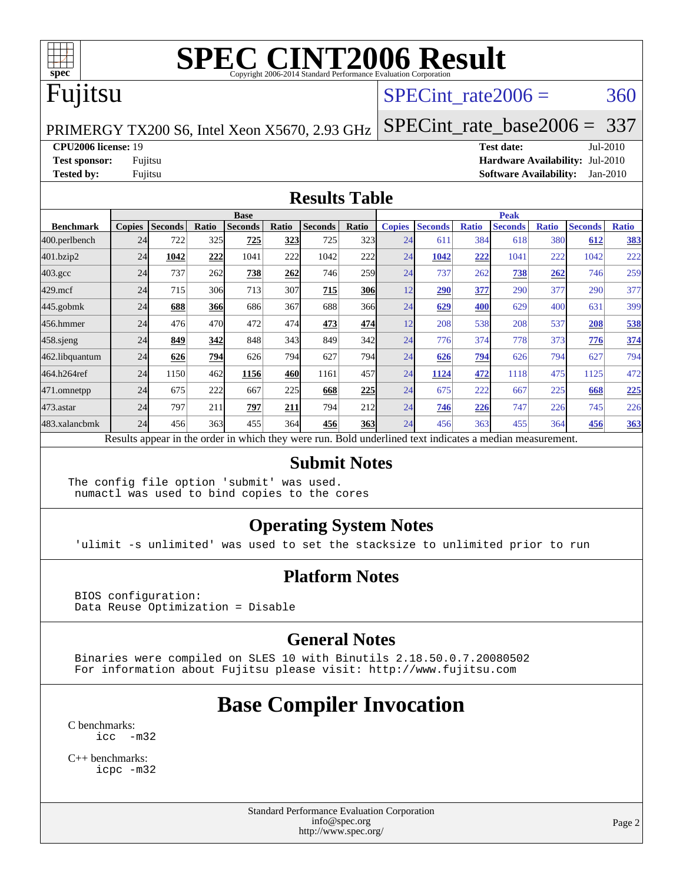# SPEC CINT2006 Result

Copyright 2006-2014 Standard Performance Evaluation Corporation

## Fujitsu

PRIMERGY TX200 S6, Intel Xeon X5670, 2.93 GHz

SPECint_rate2006 = 360

SPECint_rate_base2006 = 337

**CPU2006 license:** 19
**Test sponsor:** Fujitsu
**Tested by:** Fujitsu

**Test date:** Jul-2010
**Hardware Availability:** Jul-2010
**Software Availability:** Jan-2010

## Results Table

| Benchmark | Base | | | | | | | Peak | | | | | | |
|---|---|---|---|---|---|---|---|---|---|---|---|---|---|---|
| | Copies | Seconds | Ratio | Seconds | Ratio | Seconds | Ratio | Copies | Seconds | Ratio | Seconds | Ratio | Seconds | Ratio |
| 400.perlbench | 24 | 722 | 325 | **725** | **323** | 725 | 323 | 24 | 611 | 384 | 618 | 380 | **612** | **383** |
| 401.bzip2 | 24 | **1042** | **222** | 1041 | 222 | 1042 | 222 | 24 | **1042** | **222** | 1041 | 222 | 1042 | 222 |
| 403.gcc | 24 | 737 | 262 | **738** | **262** | 746 | 259 | 24 | 737 | 262 | **738** | **262** | 746 | 259 |
| 429.mcf | 24 | 715 | 306 | 713 | 307 | **715** | **306** | 12 | **290** | **377** | 290 | 377 | 290 | 377 |
| 445.gobmk | 24 | **688** | **366** | 686 | 367 | 688 | 366 | 24 | **629** | **400** | 629 | 400 | 631 | 399 |
| 456.hmmer | 24 | 476 | 470 | 472 | 474 | **473** | **474** | 12 | 208 | 538 | 208 | 537 | **208** | **538** |
| 458.sjeng | 24 | **849** | **342** | 848 | 343 | 849 | 342 | 24 | 776 | 374 | 778 | 373 | **776** | **374** |
| 462.libquantum | 24 | **626** | **794** | 626 | 794 | 627 | 794 | 24 | **626** | **794** | 626 | 794 | 627 | 794 |
| 464.h264ref | 24 | 1150 | 462 | **1156** | **460** | 1161 | 457 | 24 | **1124** | **472** | 1118 | 475 | 1125 | 472 |
| 471.omnetpp | 24 | 675 | 222 | 667 | 225 | **668** | **225** | 24 | 675 | 222 | 667 | 225 | **668** | **225** |
| 473.astar | 24 | 797 | 211 | **797** | **211** | 794 | 212 | 24 | **746** | **226** | 747 | 226 | 745 | 226 |
| 483.xalancbmk | 24 | 456 | 363 | 455 | 364 | **456** | **363** | 24 | 456 | 363 | 455 | 364 | **456** | **363** |

Results appear in the order in which they were run. Bold underlined text indicates a median measurement.

## Submit Notes

```
The config file option 'submit' was used.
 numactl was used to bind copies to the cores
```

## Operating System Notes

```
'ulimit -s unlimited' was used to set the stacksize to unlimited prior to run
```

## Platform Notes

```
BIOS configuration:
Data Reuse Optimization = Disable
```

## General Notes

```
Binaries were compiled on SLES 10 with Binutils 2.18.50.0.7.20080502
For information about Fujitsu please visit: http://www.fujitsu.com
```

## Base Compiler Invocation

C benchmarks:
```
icc  -m32
```

C++ benchmarks:
```
icpc -m32
```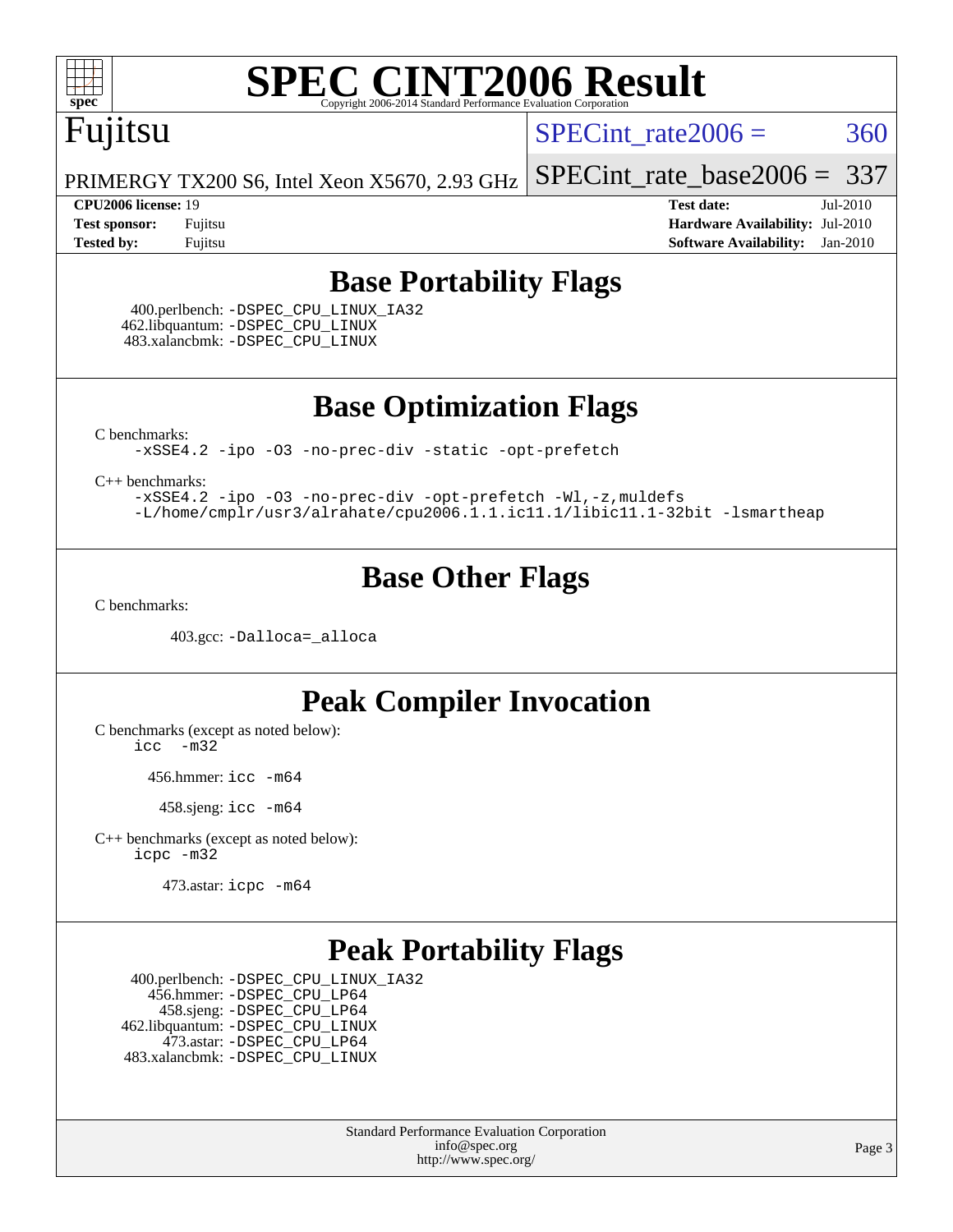# SPEC CINT2006 Result

Copyright 2006-2014 Standard Performance Evaluation Corporation

**Fujitsu**

PRIMERGY TX200 S6, Intel Xeon X5670, 2.93 GHz

SPECint_rate2006 = 360

SPECint_rate_base2006 = 337

| | | | |
|---|---|---|---|
| **CPU2006 license:** | 19 | **Test date:** | Jul-2010 |
| **Test sponsor:** | Fujitsu | **Hardware Availability:** | Jul-2010 |
| **Tested by:** | Fujitsu | **Software Availability:** | Jan-2010 |

## Base Portability Flags

400.perlbench: `-DSPEC_CPU_LINUX_IA32`
462.libquantum: `-DSPEC_CPU_LINUX`
483.xalancbmk: `-DSPEC_CPU_LINUX`

## Base Optimization Flags

C benchmarks:

```
-xSSE4.2 -ipo -O3 -no-prec-div -static -opt-prefetch
```

C++ benchmarks:

```
-xSSE4.2 -ipo -O3 -no-prec-div -opt-prefetch -Wl,-z,muldefs
-L/home/cmplr/usr3/alrahate/cpu2006.1.1.ic11.1/libic11.1-32bit -lsmartheap
```

## Base Other Flags

C benchmarks:

403.gcc: `-Dalloca=_alloca`

## Peak Compiler Invocation

C benchmarks (except as noted below):

```
icc -m32
```

456.hmmer: `icc -m64`

458.sjeng: `icc -m64`

C++ benchmarks (except as noted below):

```
icpc -m32
```

473.astar: `icpc -m64`

## Peak Portability Flags

400.perlbench: `-DSPEC_CPU_LINUX_IA32`
456.hmmer: `-DSPEC_CPU_LP64`
458.sjeng: `-DSPEC_CPU_LP64`
462.libquantum: `-DSPEC_CPU_LINUX`
473.astar: `-DSPEC_CPU_LP64`
483.xalancbmk: `-DSPEC_CPU_LINUX`

Standard Performance Evaluation Corporation
info@spec.org
http://www.spec.org/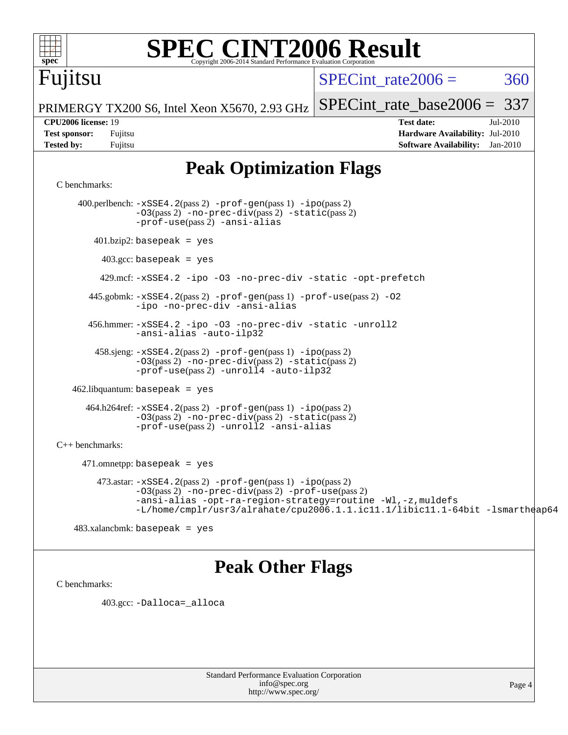# SPEC CINT2006 Result

Copyright 2006-2014 Standard Performance Evaluation Corporation

**Fujitsu**

PRIMERGY TX200 S6, Intel Xeon X5670, 2.93 GHz

SPECint_rate2006 = 360

SPECint_rate_base2006 = 337

**CPU2006 license:** 19
**Test sponsor:** Fujitsu
**Tested by:** Fujitsu

**Test date:** Jul-2010
**Hardware Availability:** Jul-2010
**Software Availability:** Jan-2010

## Peak Optimization Flags

C benchmarks:

400.perlbench: `-xSSE4.2`(pass 2) `-prof-gen`(pass 1) `-ipo`(pass 2) `-O3`(pass 2) `-no-prec-div`(pass 2) `-static`(pass 2) `-prof-use`(pass 2) `-ansi-alias`

401.bzip2: `basepeak = yes`

403.gcc: `basepeak = yes`

429.mcf: `-xSSE4.2 -ipo -O3 -no-prec-div -static -opt-prefetch`

445.gobmk: `-xSSE4.2`(pass 2) `-prof-gen`(pass 1) `-prof-use`(pass 2) `-O2 -ipo -no-prec-div -ansi-alias`

456.hmmer: `-xSSE4.2 -ipo -O3 -no-prec-div -static -unroll2 -ansi-alias -auto-ilp32`

458.sjeng: `-xSSE4.2`(pass 2) `-prof-gen`(pass 1) `-ipo`(pass 2) `-O3`(pass 2) `-no-prec-div`(pass 2) `-static`(pass 2) `-prof-use`(pass 2) `-unroll4 -auto-ilp32`

462.libquantum: `basepeak = yes`

464.h264ref: `-xSSE4.2`(pass 2) `-prof-gen`(pass 1) `-ipo`(pass 2) `-O3`(pass 2) `-no-prec-div`(pass 2) `-static`(pass 2) `-prof-use`(pass 2) `-unroll2 -ansi-alias`

C++ benchmarks:

471.omnetpp: `basepeak = yes`

473.astar: `-xSSE4.2`(pass 2) `-prof-gen`(pass 1) `-ipo`(pass 2) `-O3`(pass 2) `-no-prec-div`(pass 2) `-prof-use`(pass 2) `-ansi-alias -opt-ra-region-strategy=routine -Wl,-z,muldefs -L/home/cmplr/usr3/alrahate/cpu2006.1.1.ic11.1/libic11.1-64bit -lsmartheap64`

483.xalancbmk: `basepeak = yes`

## Peak Other Flags

C benchmarks:

403.gcc: `-Dalloca=_alloca`

Standard Performance Evaluation Corporation
info@spec.org
http://www.spec.org/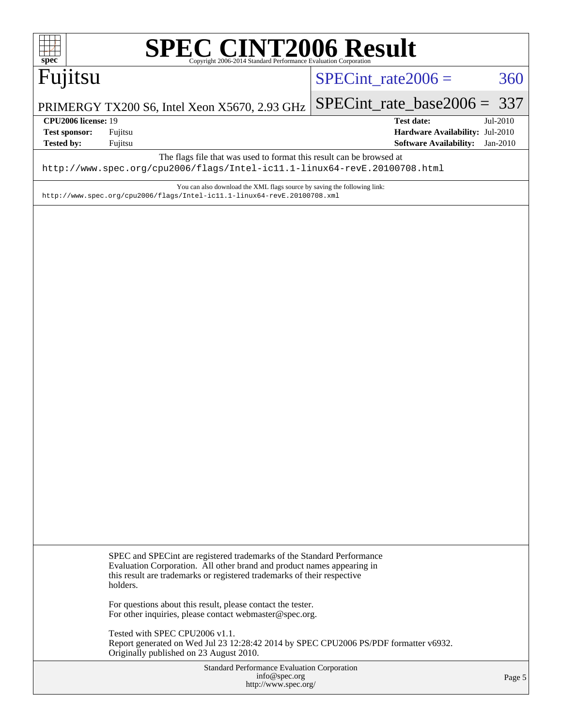# SPEC CINT2006 Result

Copyright 2006-2014 Standard Performance Evaluation Corporation

**Fujitsu**

PRIMERGY TX200 S6, Intel Xeon X5670, 2.93 GHz

SPECint_rate2006 = 360

SPECint_rate_base2006 = 337

| | | | |
|---|---|---|---|
| **CPU2006 license:** | 19 | **Test date:** | Jul-2010 |
| **Test sponsor:** | Fujitsu | **Hardware Availability:** | Jul-2010 |
| **Tested by:** | Fujitsu | **Software Availability:** | Jan-2010 |

The flags file that was used to format this result can be browsed at
http://www.spec.org/cpu2006/flags/Intel-ic11.1-linux64-revE.20100708.html

You can also download the XML flags source by saving the following link:
http://www.spec.org/cpu2006/flags/Intel-ic11.1-linux64-revE.20100708.xml

SPEC and SPECint are registered trademarks of the Standard Performance Evaluation Corporation. All other brand and product names appearing in this result are trademarks or registered trademarks of their respective holders.

For questions about this result, please contact the tester.
For other inquiries, please contact webmaster@spec.org.

Tested with SPEC CPU2006 v1.1.
Report generated on Wed Jul 23 12:28:42 2014 by SPEC CPU2006 PS/PDF formatter v6932.
Originally published on 23 August 2010.

Standard Performance Evaluation Corporation
info@spec.org
http://www.spec.org/